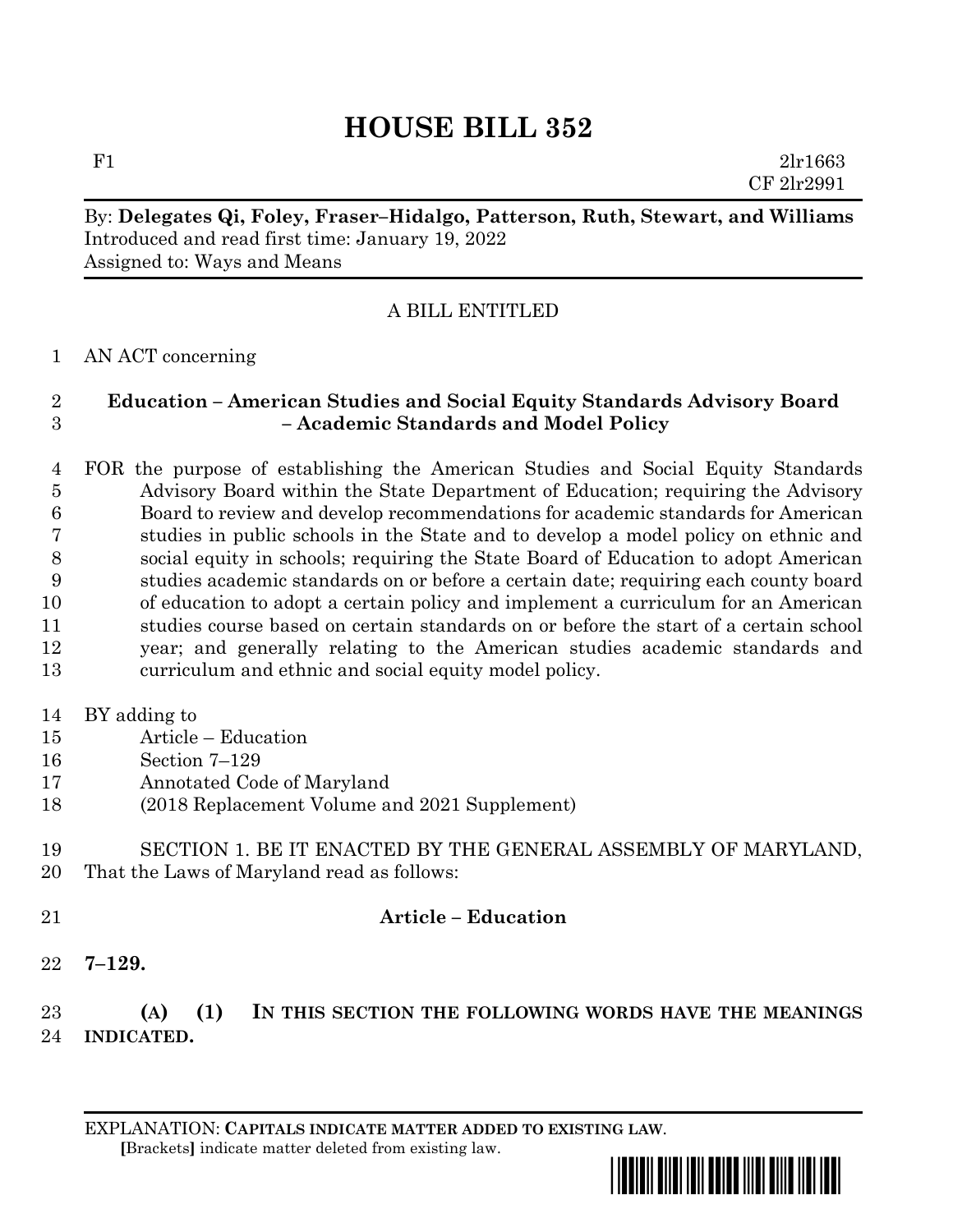# HOUSE BILL 352

F1 2lr1663
CF 2lr2991

By: **Delegates Qi, Foley, Fraser–Hidalgo, Patterson, Ruth, Stewart, and Williams**
Introduced and read first time: January 19, 2022
Assigned to: Ways and Means

A BILL ENTITLED

AN ACT concerning

**Education – American Studies and Social Equity Standards Advisory Board – Academic Standards and Model Policy**

FOR the purpose of establishing the American Studies and Social Equity Standards Advisory Board within the State Department of Education; requiring the Advisory Board to review and develop recommendations for academic standards for American studies in public schools in the State and to develop a model policy on ethnic and social equity in schools; requiring the State Board of Education to adopt American studies academic standards on or before a certain date; requiring each county board of education to adopt a certain policy and implement a curriculum for an American studies course based on certain standards on or before the start of a certain school year; and generally relating to the American studies academic standards and curriculum and ethnic and social equity model policy.

BY adding to
Article – Education
Section 7–129
Annotated Code of Maryland
(2018 Replacement Volume and 2021 Supplement)

SECTION 1. BE IT ENACTED BY THE GENERAL ASSEMBLY OF MARYLAND, That the Laws of Maryland read as follows:

**Article – Education**

**7–129.**

**(A) (1) IN THIS SECTION THE FOLLOWING WORDS HAVE THE MEANINGS INDICATED.**

EXPLANATION: **CAPITALS INDICATE MATTER ADDED TO EXISTING LAW.**
[Brackets] indicate matter deleted from existing law.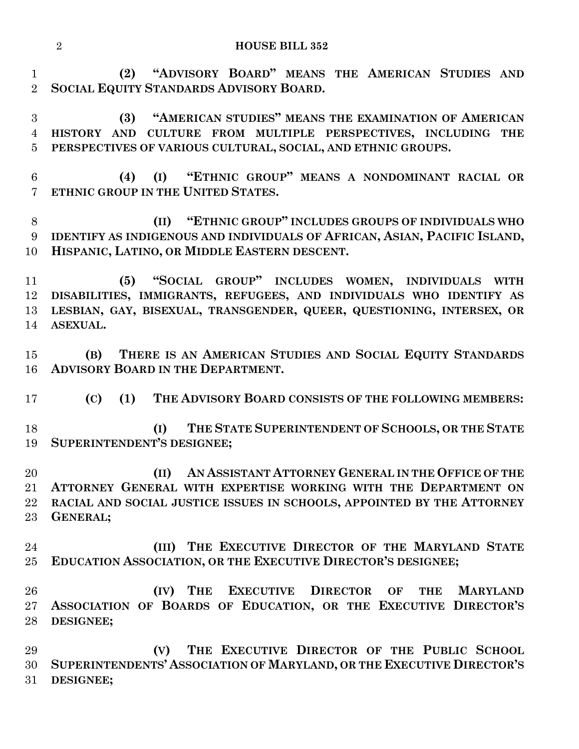**(2) "ADVISORY BOARD" MEANS THE AMERICAN STUDIES AND SOCIAL EQUITY STANDARDS ADVISORY BOARD.**

**(3) "AMERICAN STUDIES" MEANS THE EXAMINATION OF AMERICAN HISTORY AND CULTURE FROM MULTIPLE PERSPECTIVES, INCLUDING THE PERSPECTIVES OF VARIOUS CULTURAL, SOCIAL, AND ETHNIC GROUPS.**

**(4) (I) "ETHNIC GROUP" MEANS A NONDOMINANT RACIAL OR ETHNIC GROUP IN THE UNITED STATES.**

**(II) "ETHNIC GROUP" INCLUDES GROUPS OF INDIVIDUALS WHO IDENTIFY AS INDIGENOUS AND INDIVIDUALS OF AFRICAN, ASIAN, PACIFIC ISLAND, HISPANIC, LATINO, OR MIDDLE EASTERN DESCENT.**

**(5) "SOCIAL GROUP" INCLUDES WOMEN, INDIVIDUALS WITH DISABILITIES, IMMIGRANTS, REFUGEES, AND INDIVIDUALS WHO IDENTIFY AS LESBIAN, GAY, BISEXUAL, TRANSGENDER, QUEER, QUESTIONING, INTERSEX, OR ASEXUAL.**

**(B) THERE IS AN AMERICAN STUDIES AND SOCIAL EQUITY STANDARDS ADVISORY BOARD IN THE DEPARTMENT.**

**(C) (1) THE ADVISORY BOARD CONSISTS OF THE FOLLOWING MEMBERS:**

**(I) THE STATE SUPERINTENDENT OF SCHOOLS, OR THE STATE SUPERINTENDENT'S DESIGNEE;**

**(II) AN ASSISTANT ATTORNEY GENERAL IN THE OFFICE OF THE ATTORNEY GENERAL WITH EXPERTISE WORKING WITH THE DEPARTMENT ON RACIAL AND SOCIAL JUSTICE ISSUES IN SCHOOLS, APPOINTED BY THE ATTORNEY GENERAL;**

**(III) THE EXECUTIVE DIRECTOR OF THE MARYLAND STATE EDUCATION ASSOCIATION, OR THE EXECUTIVE DIRECTOR'S DESIGNEE;**

**(IV) THE EXECUTIVE DIRECTOR OF THE MARYLAND ASSOCIATION OF BOARDS OF EDUCATION, OR THE EXECUTIVE DIRECTOR'S DESIGNEE;**

**(V) THE EXECUTIVE DIRECTOR OF THE PUBLIC SCHOOL SUPERINTENDENTS' ASSOCIATION OF MARYLAND, OR THE EXECUTIVE DIRECTOR'S DESIGNEE;**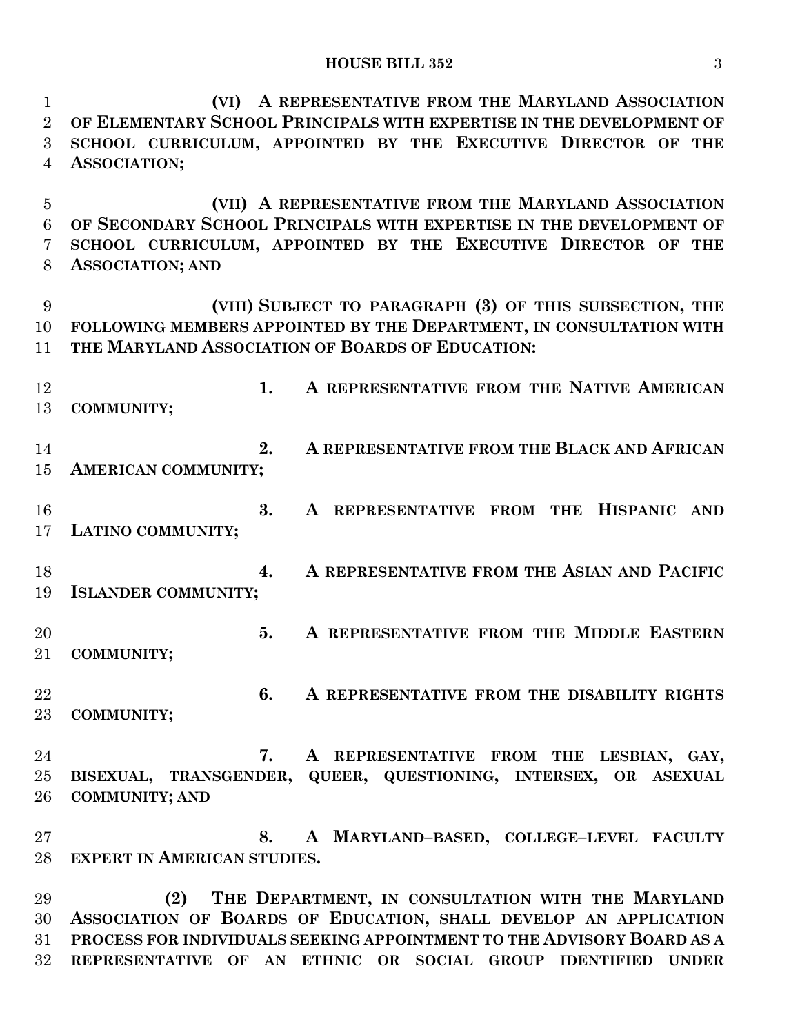(VI) A REPRESENTATIVE FROM THE MARYLAND ASSOCIATION OF ELEMENTARY SCHOOL PRINCIPALS WITH EXPERTISE IN THE DEVELOPMENT OF SCHOOL CURRICULUM, APPOINTED BY THE EXECUTIVE DIRECTOR OF THE ASSOCIATION;

(VII) A REPRESENTATIVE FROM THE MARYLAND ASSOCIATION OF SECONDARY SCHOOL PRINCIPALS WITH EXPERTISE IN THE DEVELOPMENT OF SCHOOL CURRICULUM, APPOINTED BY THE EXECUTIVE DIRECTOR OF THE ASSOCIATION; AND

(VIII) SUBJECT TO PARAGRAPH (3) OF THIS SUBSECTION, THE FOLLOWING MEMBERS APPOINTED BY THE DEPARTMENT, IN CONSULTATION WITH THE MARYLAND ASSOCIATION OF BOARDS OF EDUCATION:

1. A REPRESENTATIVE FROM THE NATIVE AMERICAN COMMUNITY;

2. A REPRESENTATIVE FROM THE BLACK AND AFRICAN AMERICAN COMMUNITY;

3. A REPRESENTATIVE FROM THE HISPANIC AND LATINO COMMUNITY;

4. A REPRESENTATIVE FROM THE ASIAN AND PACIFIC ISLANDER COMMUNITY;

5. A REPRESENTATIVE FROM THE MIDDLE EASTERN COMMUNITY;

6. A REPRESENTATIVE FROM THE DISABILITY RIGHTS COMMUNITY;

7. A REPRESENTATIVE FROM THE LESBIAN, GAY, BISEXUAL, TRANSGENDER, QUEER, QUESTIONING, INTERSEX, OR ASEXUAL COMMUNITY; AND

8. A MARYLAND–BASED, COLLEGE–LEVEL FACULTY EXPERT IN AMERICAN STUDIES.

(2) THE DEPARTMENT, IN CONSULTATION WITH THE MARYLAND ASSOCIATION OF BOARDS OF EDUCATION, SHALL DEVELOP AN APPLICATION PROCESS FOR INDIVIDUALS SEEKING APPOINTMENT TO THE ADVISORY BOARD AS A REPRESENTATIVE OF AN ETHNIC OR SOCIAL GROUP IDENTIFIED UNDER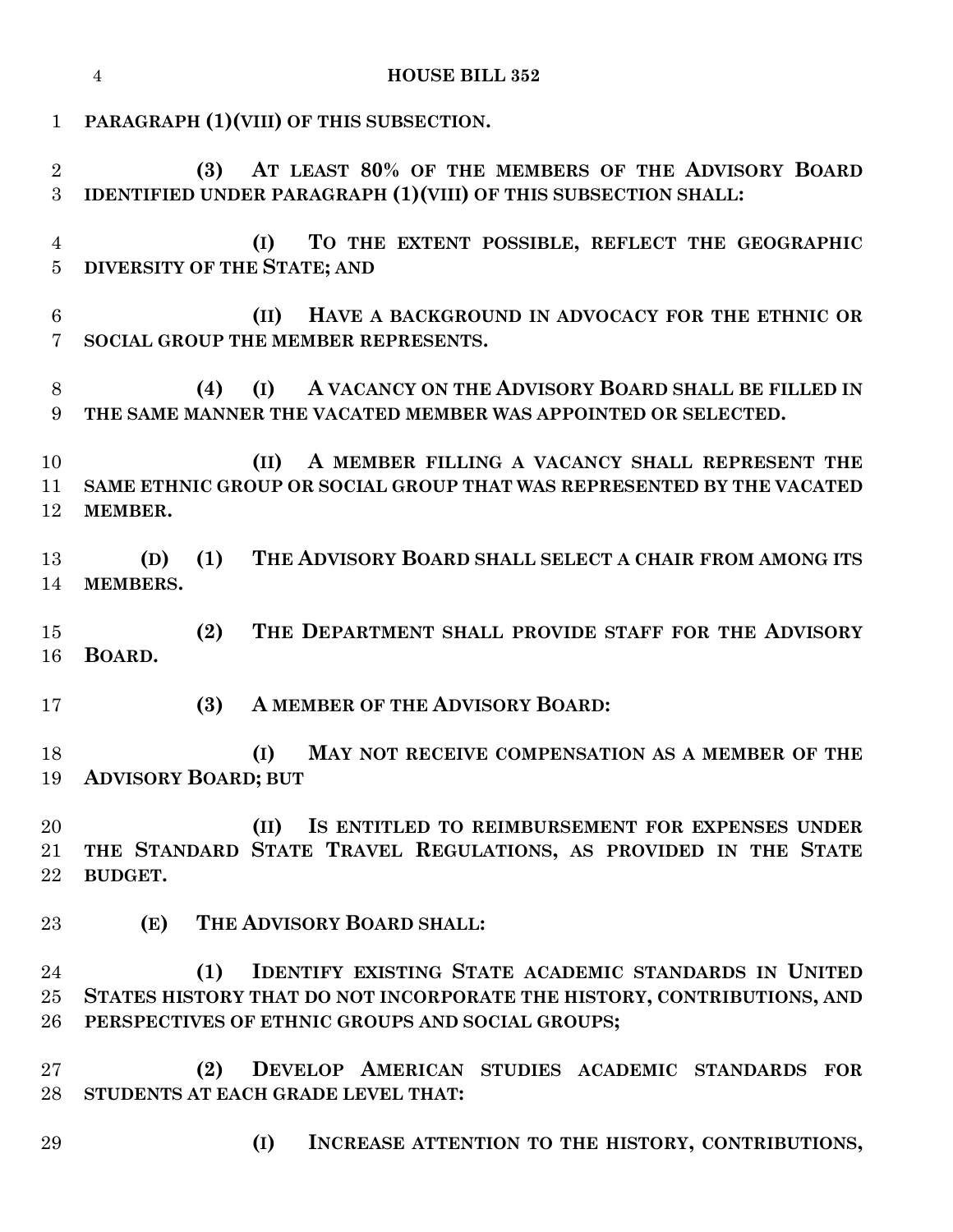**PARAGRAPH (1)(VIII) OF THIS SUBSECTION.**

**(3) AT LEAST 80% OF THE MEMBERS OF THE ADVISORY BOARD IDENTIFIED UNDER PARAGRAPH (1)(VIII) OF THIS SUBSECTION SHALL:**

**(I) TO THE EXTENT POSSIBLE, REFLECT THE GEOGRAPHIC DIVERSITY OF THE STATE; AND**

**(II) HAVE A BACKGROUND IN ADVOCACY FOR THE ETHNIC OR SOCIAL GROUP THE MEMBER REPRESENTS.**

**(4) (I) A VACANCY ON THE ADVISORY BOARD SHALL BE FILLED IN THE SAME MANNER THE VACATED MEMBER WAS APPOINTED OR SELECTED.**

**(II) A MEMBER FILLING A VACANCY SHALL REPRESENT THE SAME ETHNIC GROUP OR SOCIAL GROUP THAT WAS REPRESENTED BY THE VACATED MEMBER.**

**(D) (1) THE ADVISORY BOARD SHALL SELECT A CHAIR FROM AMONG ITS MEMBERS.**

**(2) THE DEPARTMENT SHALL PROVIDE STAFF FOR THE ADVISORY BOARD.**

**(3) A MEMBER OF THE ADVISORY BOARD:**

**(I) MAY NOT RECEIVE COMPENSATION AS A MEMBER OF THE ADVISORY BOARD; BUT**

**(II) IS ENTITLED TO REIMBURSEMENT FOR EXPENSES UNDER THE STANDARD STATE TRAVEL REGULATIONS, AS PROVIDED IN THE STATE BUDGET.**

**(E) THE ADVISORY BOARD SHALL:**

**(1) IDENTIFY EXISTING STATE ACADEMIC STANDARDS IN UNITED STATES HISTORY THAT DO NOT INCORPORATE THE HISTORY, CONTRIBUTIONS, AND PERSPECTIVES OF ETHNIC GROUPS AND SOCIAL GROUPS;**

**(2) DEVELOP AMERICAN STUDIES ACADEMIC STANDARDS FOR STUDENTS AT EACH GRADE LEVEL THAT:**

**(I) INCREASE ATTENTION TO THE HISTORY, CONTRIBUTIONS,**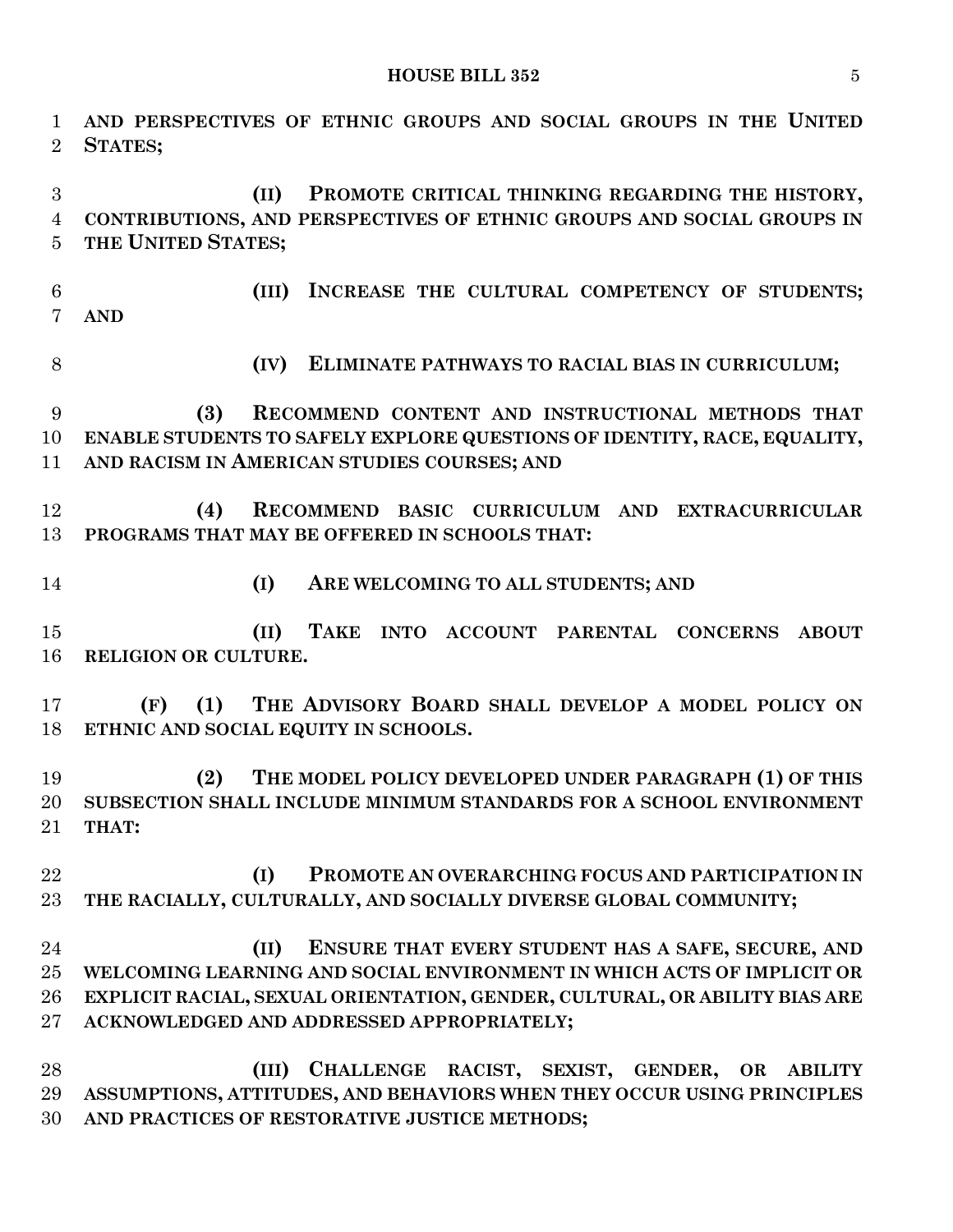**AND PERSPECTIVES OF ETHNIC GROUPS AND SOCIAL GROUPS IN THE UNITED STATES;**

**(II) PROMOTE CRITICAL THINKING REGARDING THE HISTORY, CONTRIBUTIONS, AND PERSPECTIVES OF ETHNIC GROUPS AND SOCIAL GROUPS IN THE UNITED STATES;**

**(III) INCREASE THE CULTURAL COMPETENCY OF STUDENTS; AND**

**(IV) ELIMINATE PATHWAYS TO RACIAL BIAS IN CURRICULUM;**

**(3) RECOMMEND CONTENT AND INSTRUCTIONAL METHODS THAT ENABLE STUDENTS TO SAFELY EXPLORE QUESTIONS OF IDENTITY, RACE, EQUALITY, AND RACISM IN AMERICAN STUDIES COURSES; AND**

**(4) RECOMMEND BASIC CURRICULUM AND EXTRACURRICULAR PROGRAMS THAT MAY BE OFFERED IN SCHOOLS THAT:**

**(I) ARE WELCOMING TO ALL STUDENTS; AND**

**(II) TAKE INTO ACCOUNT PARENTAL CONCERNS ABOUT RELIGION OR CULTURE.**

**(F) (1) THE ADVISORY BOARD SHALL DEVELOP A MODEL POLICY ON ETHNIC AND SOCIAL EQUITY IN SCHOOLS.**

**(2) THE MODEL POLICY DEVELOPED UNDER PARAGRAPH (1) OF THIS SUBSECTION SHALL INCLUDE MINIMUM STANDARDS FOR A SCHOOL ENVIRONMENT THAT:**

**(I) PROMOTE AN OVERARCHING FOCUS AND PARTICIPATION IN THE RACIALLY, CULTURALLY, AND SOCIALLY DIVERSE GLOBAL COMMUNITY;**

**(II) ENSURE THAT EVERY STUDENT HAS A SAFE, SECURE, AND WELCOMING LEARNING AND SOCIAL ENVIRONMENT IN WHICH ACTS OF IMPLICIT OR EXPLICIT RACIAL, SEXUAL ORIENTATION, GENDER, CULTURAL, OR ABILITY BIAS ARE ACKNOWLEDGED AND ADDRESSED APPROPRIATELY;**

**(III) CHALLENGE RACIST, SEXIST, GENDER, OR ABILITY ASSUMPTIONS, ATTITUDES, AND BEHAVIORS WHEN THEY OCCUR USING PRINCIPLES AND PRACTICES OF RESTORATIVE JUSTICE METHODS;**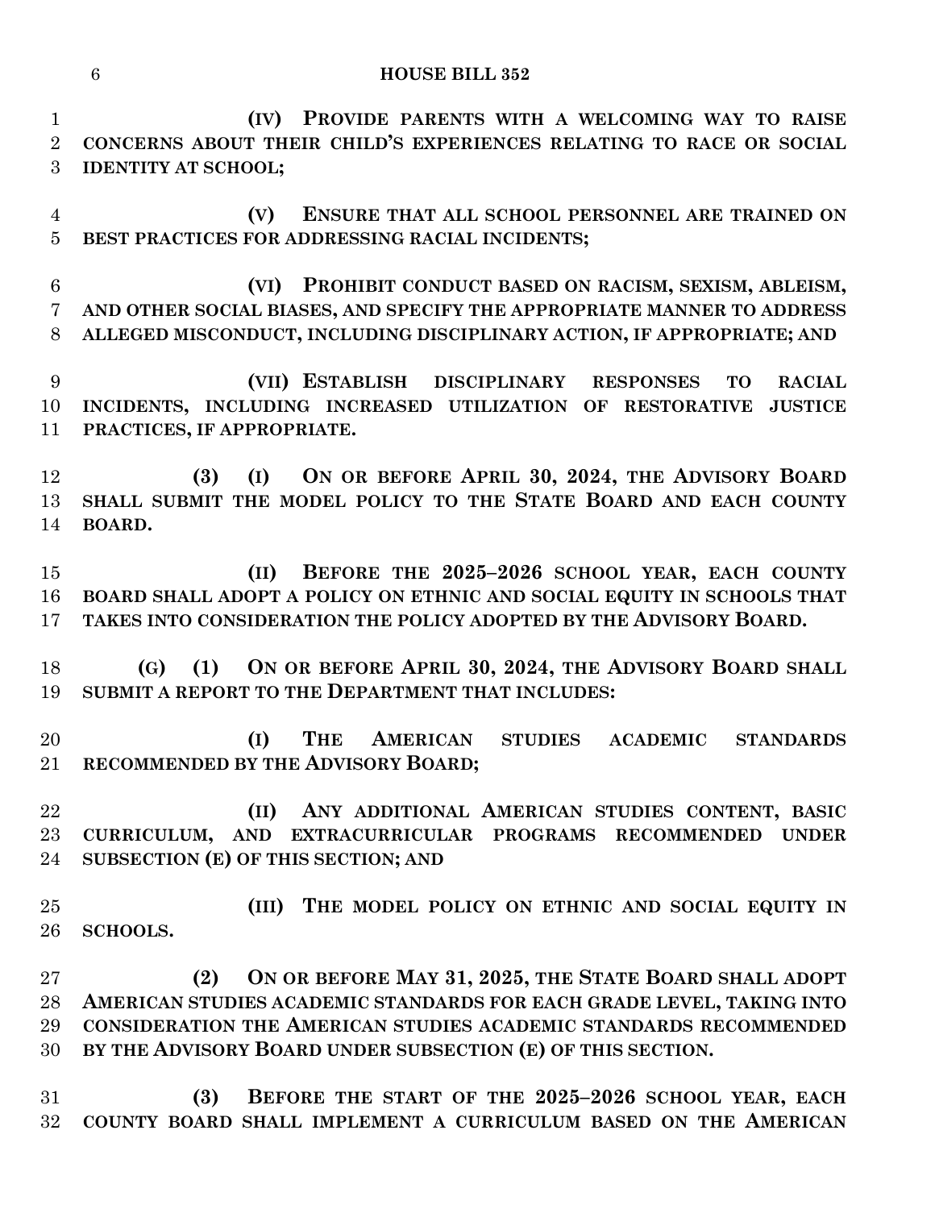**(IV) PROVIDE PARENTS WITH A WELCOMING WAY TO RAISE CONCERNS ABOUT THEIR CHILD'S EXPERIENCES RELATING TO RACE OR SOCIAL IDENTITY AT SCHOOL;**

**(V) ENSURE THAT ALL SCHOOL PERSONNEL ARE TRAINED ON BEST PRACTICES FOR ADDRESSING RACIAL INCIDENTS;**

**(VI) PROHIBIT CONDUCT BASED ON RACISM, SEXISM, ABLEISM, AND OTHER SOCIAL BIASES, AND SPECIFY THE APPROPRIATE MANNER TO ADDRESS ALLEGED MISCONDUCT, INCLUDING DISCIPLINARY ACTION, IF APPROPRIATE; AND**

**(VII) ESTABLISH DISCIPLINARY RESPONSES TO RACIAL INCIDENTS, INCLUDING INCREASED UTILIZATION OF RESTORATIVE JUSTICE PRACTICES, IF APPROPRIATE.**

**(3) (I) ON OR BEFORE APRIL 30, 2024, THE ADVISORY BOARD SHALL SUBMIT THE MODEL POLICY TO THE STATE BOARD AND EACH COUNTY BOARD.**

**(II) BEFORE THE 2025–2026 SCHOOL YEAR, EACH COUNTY BOARD SHALL ADOPT A POLICY ON ETHNIC AND SOCIAL EQUITY IN SCHOOLS THAT TAKES INTO CONSIDERATION THE POLICY ADOPTED BY THE ADVISORY BOARD.**

**(G) (1) ON OR BEFORE APRIL 30, 2024, THE ADVISORY BOARD SHALL SUBMIT A REPORT TO THE DEPARTMENT THAT INCLUDES:**

**(I) THE AMERICAN STUDIES ACADEMIC STANDARDS RECOMMENDED BY THE ADVISORY BOARD;**

**(II) ANY ADDITIONAL AMERICAN STUDIES CONTENT, BASIC CURRICULUM, AND EXTRACURRICULAR PROGRAMS RECOMMENDED UNDER SUBSECTION (E) OF THIS SECTION; AND**

**(III) THE MODEL POLICY ON ETHNIC AND SOCIAL EQUITY IN SCHOOLS.**

**(2) ON OR BEFORE MAY 31, 2025, THE STATE BOARD SHALL ADOPT AMERICAN STUDIES ACADEMIC STANDARDS FOR EACH GRADE LEVEL, TAKING INTO CONSIDERATION THE AMERICAN STUDIES ACADEMIC STANDARDS RECOMMENDED BY THE ADVISORY BOARD UNDER SUBSECTION (E) OF THIS SECTION.**

**(3) BEFORE THE START OF THE 2025–2026 SCHOOL YEAR, EACH COUNTY BOARD SHALL IMPLEMENT A CURRICULUM BASED ON THE AMERICAN**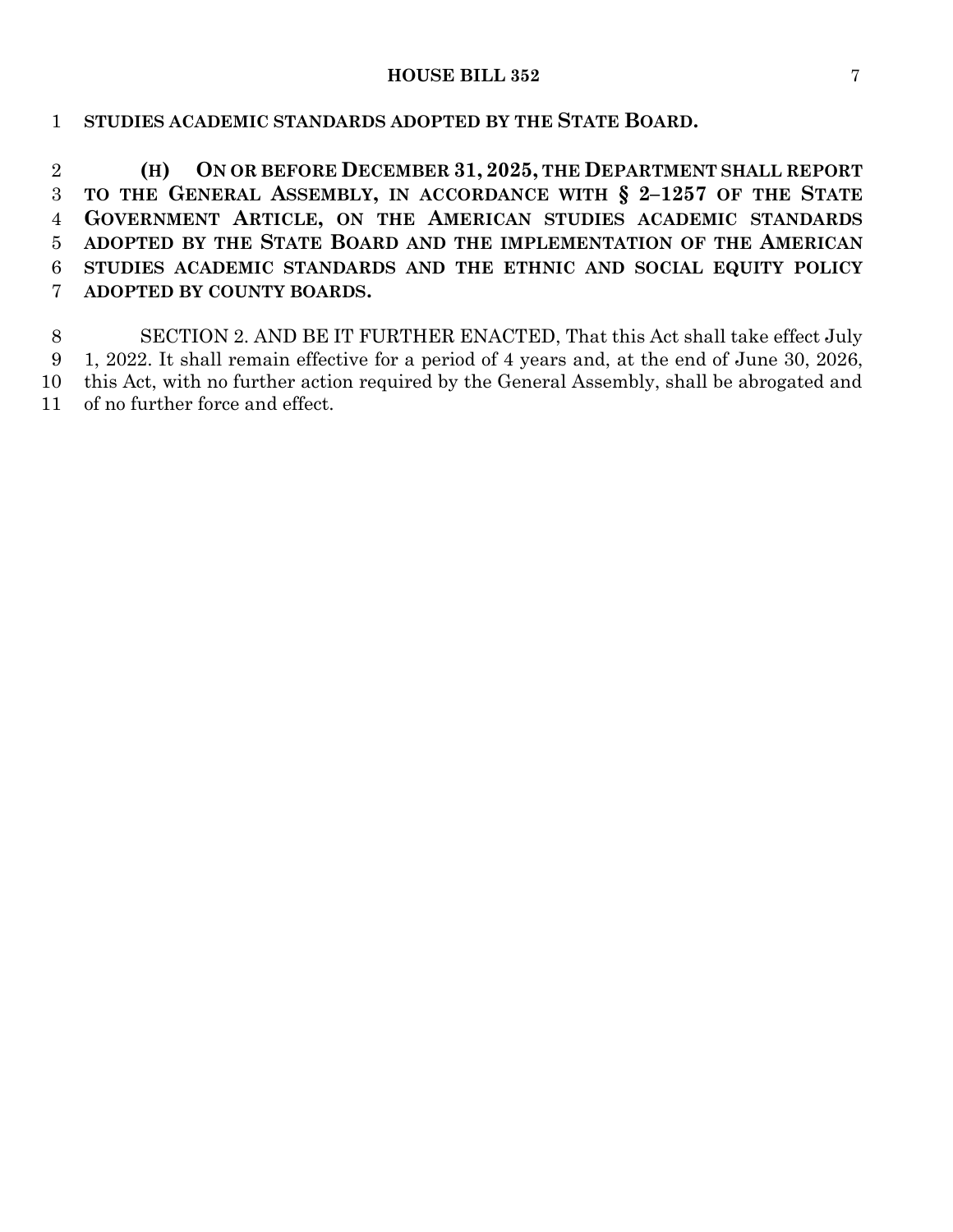**STUDIES ACADEMIC STANDARDS ADOPTED BY THE STATE BOARD.**

**(H) ON OR BEFORE DECEMBER 31, 2025, THE DEPARTMENT SHALL REPORT TO THE GENERAL ASSEMBLY, IN ACCORDANCE WITH § 2–1257 OF THE STATE GOVERNMENT ARTICLE, ON THE AMERICAN STUDIES ACADEMIC STANDARDS ADOPTED BY THE STATE BOARD AND THE IMPLEMENTATION OF THE AMERICAN STUDIES ACADEMIC STANDARDS AND THE ETHNIC AND SOCIAL EQUITY POLICY ADOPTED BY COUNTY BOARDS.**

SECTION 2. AND BE IT FURTHER ENACTED, That this Act shall take effect July 1, 2022. It shall remain effective for a period of 4 years and, at the end of June 30, 2026, this Act, with no further action required by the General Assembly, shall be abrogated and of no further force and effect.